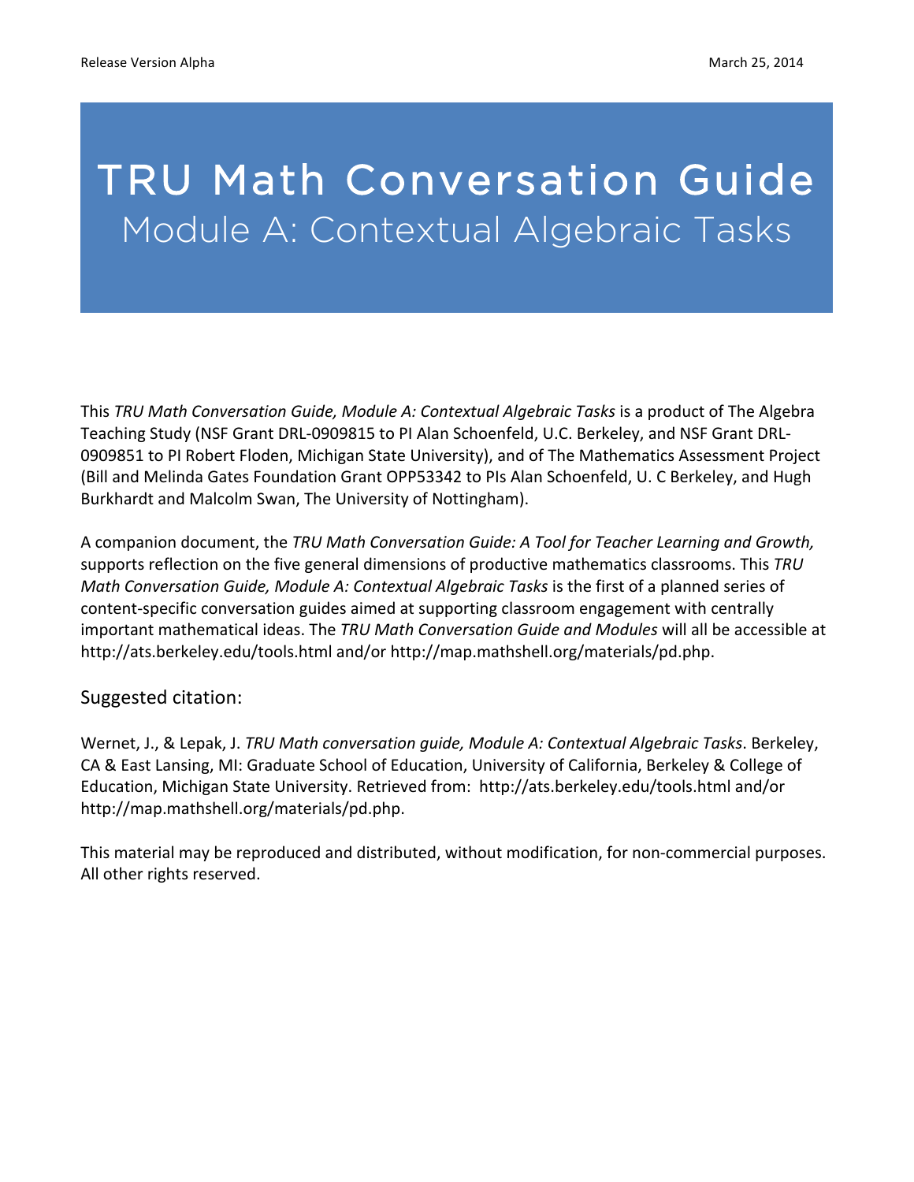Release Version Alpha March 25, 2014

# TRU Math Conversation Guide
## Module A: Contextual Algebraic Tasks

This *TRU Math Conversation Guide, Module A: Contextual Algebraic Tasks* is a product of The Algebra Teaching Study (NSF Grant DRL-0909815 to PI Alan Schoenfeld, U.C. Berkeley, and NSF Grant DRL-0909851 to PI Robert Floden, Michigan State University), and of The Mathematics Assessment Project (Bill and Melinda Gates Foundation Grant OPP53342 to PIs Alan Schoenfeld, U. C Berkeley, and Hugh Burkhardt and Malcolm Swan, The University of Nottingham).

A companion document, the *TRU Math Conversation Guide: A Tool for Teacher Learning and Growth,* supports reflection on the five general dimensions of productive mathematics classrooms. This *TRU Math Conversation Guide, Module A: Contextual Algebraic Tasks* is the first of a planned series of content-specific conversation guides aimed at supporting classroom engagement with centrally important mathematical ideas. The *TRU Math Conversation Guide and Modules* will all be accessible at http://ats.berkeley.edu/tools.html and/or http://map.mathshell.org/materials/pd.php.

### Suggested citation:

Wernet, J., & Lepak, J. *TRU Math conversation guide, Module A: Contextual Algebraic Tasks*. Berkeley, CA & East Lansing, MI: Graduate School of Education, University of California, Berkeley & College of Education, Michigan State University. Retrieved from: http://ats.berkeley.edu/tools.html and/or http://map.mathshell.org/materials/pd.php.

This material may be reproduced and distributed, without modification, for non-commercial purposes. All other rights reserved.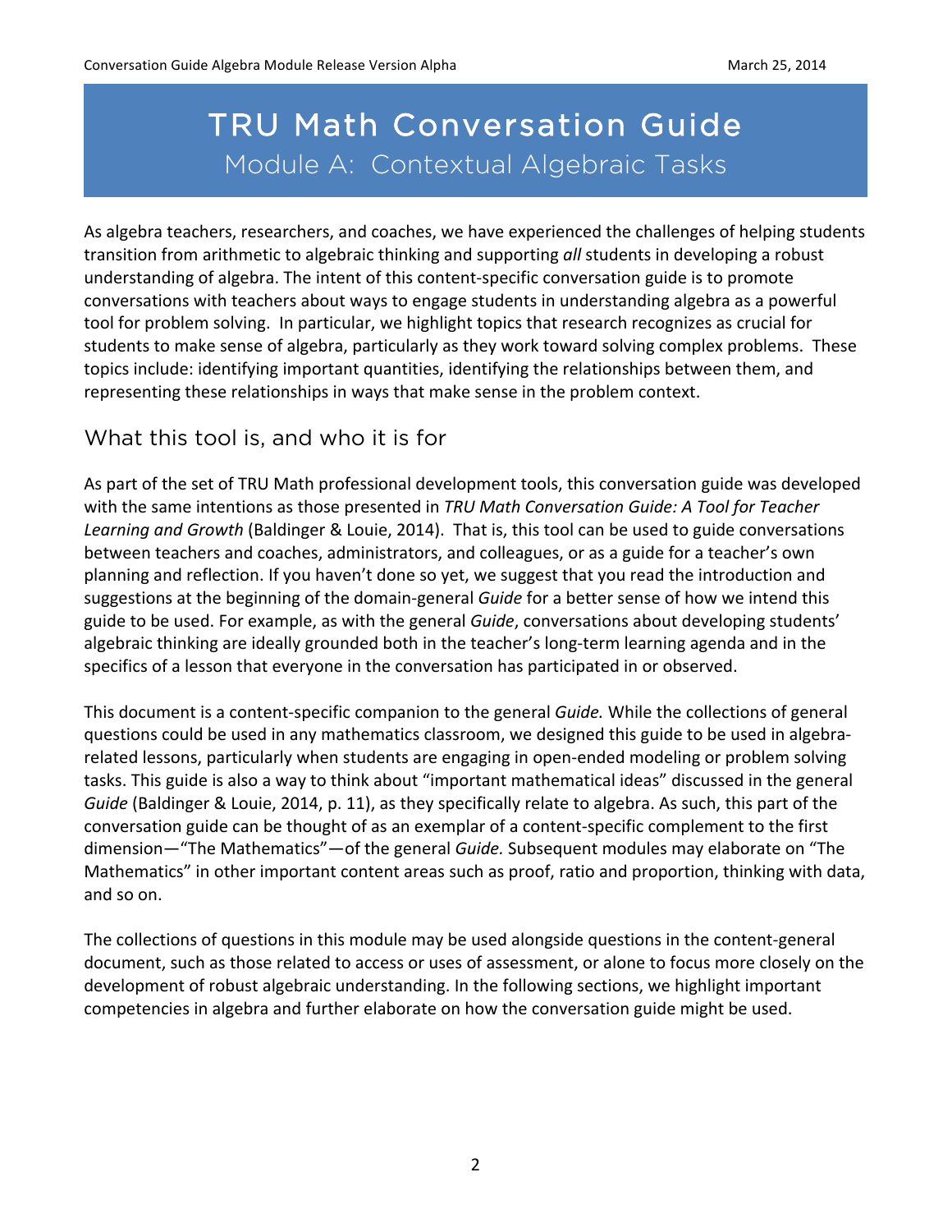# TRU Math Conversation Guide

## Module A: Contextual Algebraic Tasks

As algebra teachers, researchers, and coaches, we have experienced the challenges of helping students transition from arithmetic to algebraic thinking and supporting *all* students in developing a robust understanding of algebra. The intent of this content-specific conversation guide is to promote conversations with teachers about ways to engage students in understanding algebra as a powerful tool for problem solving. In particular, we highlight topics that research recognizes as crucial for students to make sense of algebra, particularly as they work toward solving complex problems. These topics include: identifying important quantities, identifying the relationships between them, and representing these relationships in ways that make sense in the problem context.

## What this tool is, and who it is for

As part of the set of TRU Math professional development tools, this conversation guide was developed with the same intentions as those presented in *TRU Math Conversation Guide: A Tool for Teacher Learning and Growth* (Baldinger & Louie, 2014). That is, this tool can be used to guide conversations between teachers and coaches, administrators, and colleagues, or as a guide for a teacher's own planning and reflection. If you haven't done so yet, we suggest that you read the introduction and suggestions at the beginning of the domain-general *Guide* for a better sense of how we intend this guide to be used. For example, as with the general *Guide*, conversations about developing students' algebraic thinking are ideally grounded both in the teacher's long-term learning agenda and in the specifics of a lesson that everyone in the conversation has participated in or observed.

This document is a content-specific companion to the general *Guide.* While the collections of general questions could be used in any mathematics classroom, we designed this guide to be used in algebra-related lessons, particularly when students are engaging in open-ended modeling or problem solving tasks. This guide is also a way to think about "important mathematical ideas" discussed in the general *Guide* (Baldinger & Louie, 2014, p. 11), as they specifically relate to algebra. As such, this part of the conversation guide can be thought of as an exemplar of a content-specific complement to the first dimension—"The Mathematics"—of the general *Guide.* Subsequent modules may elaborate on "The Mathematics" in other important content areas such as proof, ratio and proportion, thinking with data, and so on.

The collections of questions in this module may be used alongside questions in the content-general document, such as those related to access or uses of assessment, or alone to focus more closely on the development of robust algebraic understanding. In the following sections, we highlight important competencies in algebra and further elaborate on how the conversation guide might be used.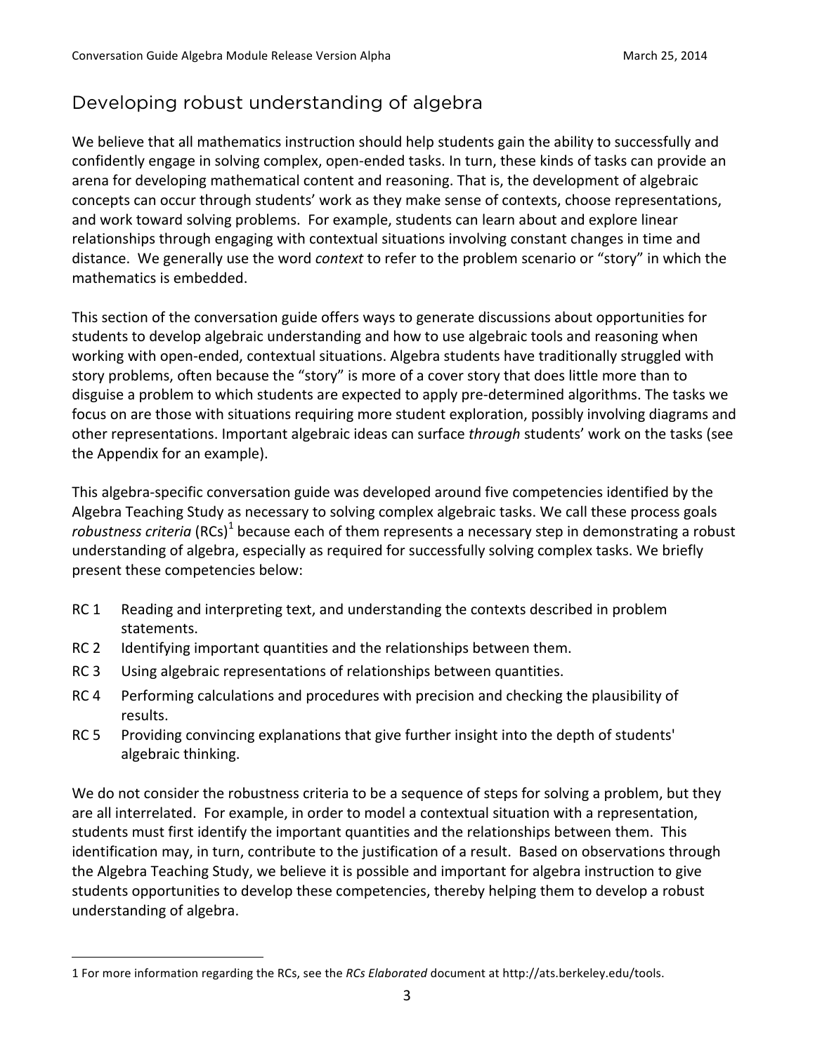## Developing robust understanding of algebra

We believe that all mathematics instruction should help students gain the ability to successfully and confidently engage in solving complex, open-ended tasks. In turn, these kinds of tasks can provide an arena for developing mathematical content and reasoning. That is, the development of algebraic concepts can occur through students' work as they make sense of contexts, choose representations, and work toward solving problems. For example, students can learn about and explore linear relationships through engaging with contextual situations involving constant changes in time and distance. We generally use the word *context* to refer to the problem scenario or "story" in which the mathematics is embedded.

This section of the conversation guide offers ways to generate discussions about opportunities for students to develop algebraic understanding and how to use algebraic tools and reasoning when working with open-ended, contextual situations. Algebra students have traditionally struggled with story problems, often because the "story" is more of a cover story that does little more than to disguise a problem to which students are expected to apply pre-determined algorithms. The tasks we focus on are those with situations requiring more student exploration, possibly involving diagrams and other representations. Important algebraic ideas can surface *through* students' work on the tasks (see the Appendix for an example).

This algebra-specific conversation guide was developed around five competencies identified by the Algebra Teaching Study as necessary to solving complex algebraic tasks. We call these process goals *robustness criteria* (RCs)[1] because each of them represents a necessary step in demonstrating a robust understanding of algebra, especially as required for successfully solving complex tasks. We briefly present these competencies below:

- RC 1 Reading and interpreting text, and understanding the contexts described in problem statements.
- RC 2 Identifying important quantities and the relationships between them.
- RC 3 Using algebraic representations of relationships between quantities.
- RC 4 Performing calculations and procedures with precision and checking the plausibility of results.
- RC 5 Providing convincing explanations that give further insight into the depth of students' algebraic thinking.

We do not consider the robustness criteria to be a sequence of steps for solving a problem, but they are all interrelated. For example, in order to model a contextual situation with a representation, students must first identify the important quantities and the relationships between them. This identification may, in turn, contribute to the justification of a result. Based on observations through the Algebra Teaching Study, we believe it is possible and important for algebra instruction to give students opportunities to develop these competencies, thereby helping them to develop a robust understanding of algebra.

---

1 For more information regarding the RCs, see the *RCs Elaborated* document at http://ats.berkeley.edu/tools.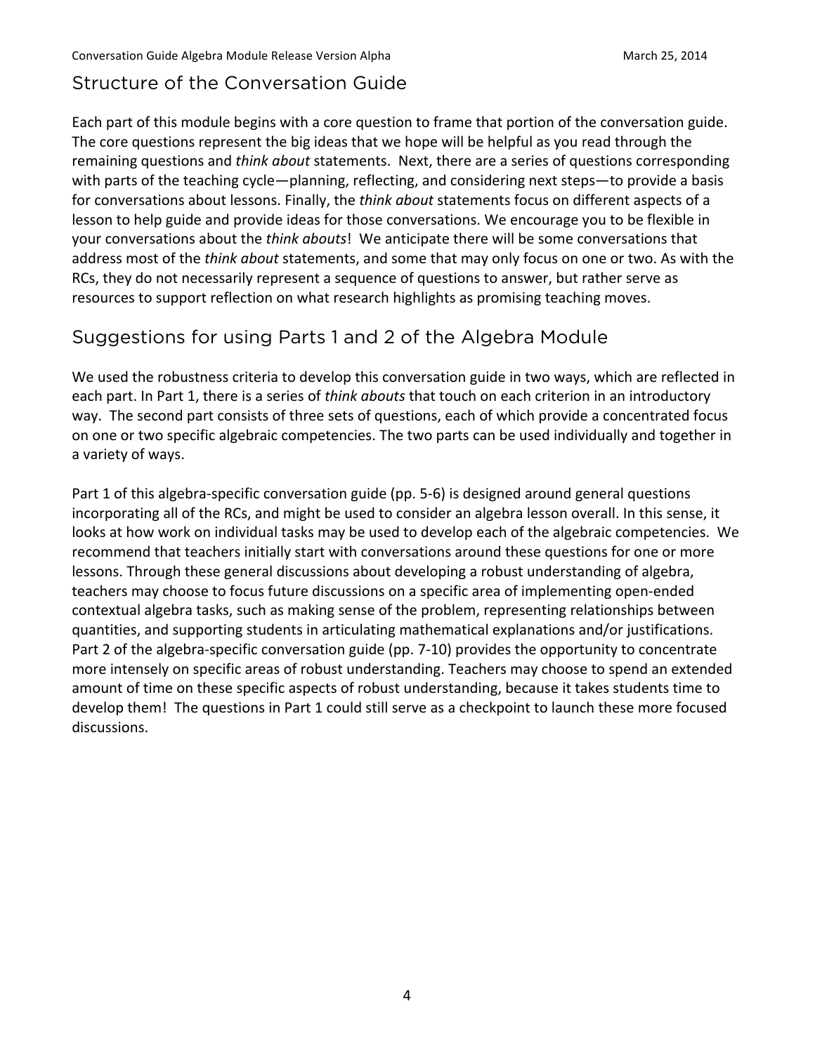## Structure of the Conversation Guide

Each part of this module begins with a core question to frame that portion of the conversation guide. The core questions represent the big ideas that we hope will be helpful as you read through the remaining questions and *think about* statements. Next, there are a series of questions corresponding with parts of the teaching cycle—planning, reflecting, and considering next steps—to provide a basis for conversations about lessons. Finally, the *think about* statements focus on different aspects of a lesson to help guide and provide ideas for those conversations. We encourage you to be flexible in your conversations about the *think abouts*! We anticipate there will be some conversations that address most of the *think about* statements, and some that may only focus on one or two. As with the RCs, they do not necessarily represent a sequence of questions to answer, but rather serve as resources to support reflection on what research highlights as promising teaching moves.

## Suggestions for using Parts 1 and 2 of the Algebra Module

We used the robustness criteria to develop this conversation guide in two ways, which are reflected in each part. In Part 1, there is a series of *think abouts* that touch on each criterion in an introductory way. The second part consists of three sets of questions, each of which provide a concentrated focus on one or two specific algebraic competencies. The two parts can be used individually and together in a variety of ways.

Part 1 of this algebra-specific conversation guide (pp. 5-6) is designed around general questions incorporating all of the RCs, and might be used to consider an algebra lesson overall. In this sense, it looks at how work on individual tasks may be used to develop each of the algebraic competencies. We recommend that teachers initially start with conversations around these questions for one or more lessons. Through these general discussions about developing a robust understanding of algebra, teachers may choose to focus future discussions on a specific area of implementing open-ended contextual algebra tasks, such as making sense of the problem, representing relationships between quantities, and supporting students in articulating mathematical explanations and/or justifications. Part 2 of the algebra-specific conversation guide (pp. 7-10) provides the opportunity to concentrate more intensely on specific areas of robust understanding. Teachers may choose to spend an extended amount of time on these specific aspects of robust understanding, because it takes students time to develop them! The questions in Part 1 could still serve as a checkpoint to launch these more focused discussions.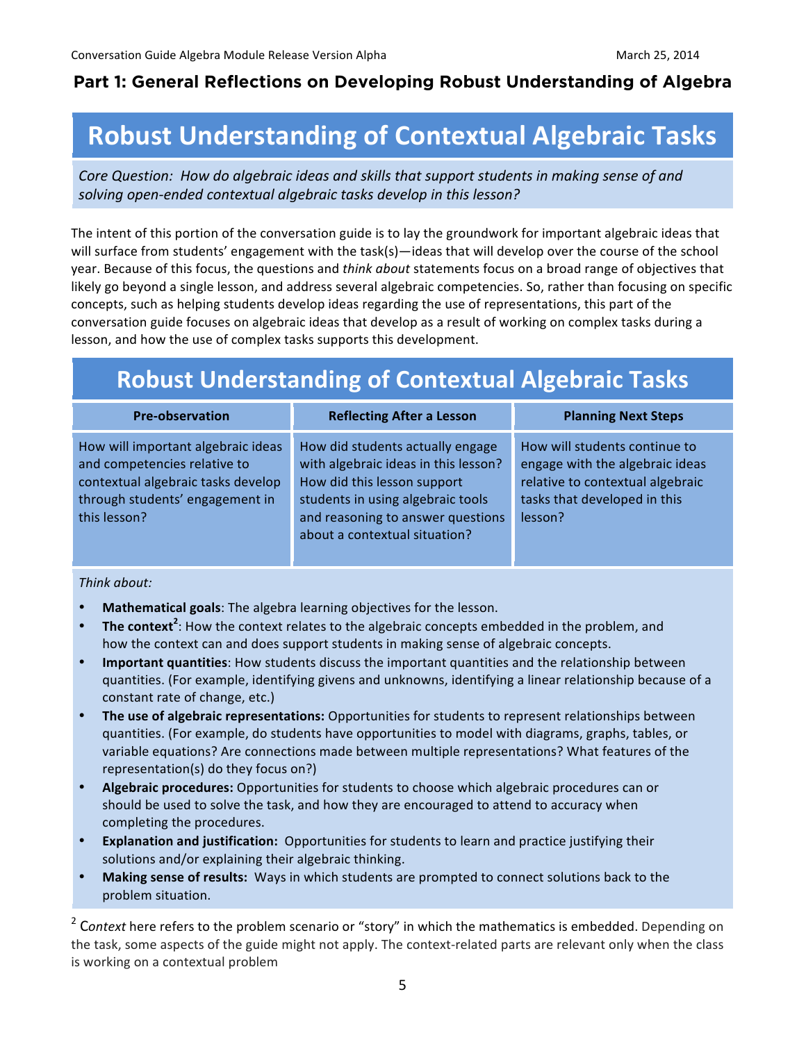## Part 1: General Reflections on Developing Robust Understanding of Algebra

# Robust Understanding of Contextual Algebraic Tasks

*Core Question: How do algebraic ideas and skills that support students in making sense of and solving open-ended contextual algebraic tasks develop in this lesson?*

The intent of this portion of the conversation guide is to lay the groundwork for important algebraic ideas that will surface from students' engagement with the task(s)—ideas that will develop over the course of the school year. Because of this focus, the questions and *think about* statements focus on a broad range of objectives that likely go beyond a single lesson, and address several algebraic competencies. So, rather than focusing on specific concepts, such as helping students develop ideas regarding the use of representations, this part of the conversation guide focuses on algebraic ideas that develop as a result of working on complex tasks during a lesson, and how the use of complex tasks supports this development.

## Robust Understanding of Contextual Algebraic Tasks

| Pre-observation | Reflecting After a Lesson | Planning Next Steps |
| --- | --- | --- |
| How will important algebraic ideas and competencies relative to contextual algebraic tasks develop through students' engagement in this lesson? | How did students actually engage with algebraic ideas in this lesson? How did this lesson support students in using algebraic tools and reasoning to answer questions about a contextual situation? | How will students continue to engage with the algebraic ideas relative to contextual algebraic tasks that developed in this lesson? |

*Think about:*

- **Mathematical goals**: The algebra learning objectives for the lesson.
- **The context**[2]: How the context relates to the algebraic concepts embedded in the problem, and how the context can and does support students in making sense of algebraic concepts.
- **Important quantities**: How students discuss the important quantities and the relationship between quantities. (For example, identifying givens and unknowns, identifying a linear relationship because of a constant rate of change, etc.)
- **The use of algebraic representations:** Opportunities for students to represent relationships between quantities. (For example, do students have opportunities to model with diagrams, graphs, tables, or variable equations? Are connections made between multiple representations? What features of the representation(s) do they focus on?)
- **Algebraic procedures:** Opportunities for students to choose which algebraic procedures can or should be used to solve the task, and how they are encouraged to attend to accuracy when completing the procedures.
- **Explanation and justification:** Opportunities for students to learn and practice justifying their solutions and/or explaining their algebraic thinking.
- **Making sense of results:** Ways in which students are prompted to connect solutions back to the problem situation.

[2] *Context* here refers to the problem scenario or "story" in which the mathematics is embedded. Depending on the task, some aspects of the guide might not apply. The context-related parts are relevant only when the class is working on a contextual problem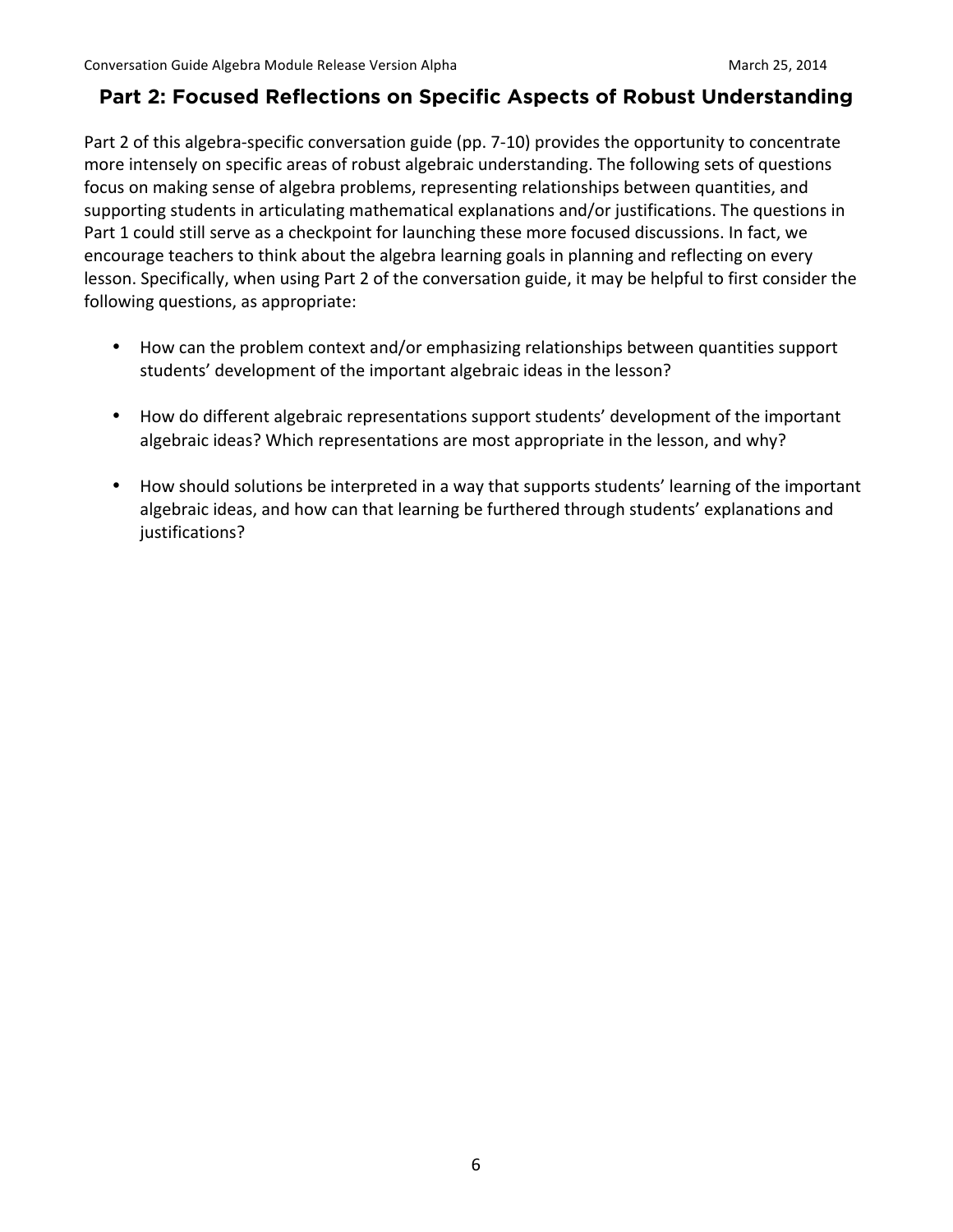## Part 2: Focused Reflections on Specific Aspects of Robust Understanding

Part 2 of this algebra-specific conversation guide (pp. 7-10) provides the opportunity to concentrate more intensely on specific areas of robust algebraic understanding. The following sets of questions focus on making sense of algebra problems, representing relationships between quantities, and supporting students in articulating mathematical explanations and/or justifications. The questions in Part 1 could still serve as a checkpoint for launching these more focused discussions. In fact, we encourage teachers to think about the algebra learning goals in planning and reflecting on every lesson. Specifically, when using Part 2 of the conversation guide, it may be helpful to first consider the following questions, as appropriate:

- How can the problem context and/or emphasizing relationships between quantities support students' development of the important algebraic ideas in the lesson?
- How do different algebraic representations support students' development of the important algebraic ideas? Which representations are most appropriate in the lesson, and why?
- How should solutions be interpreted in a way that supports students' learning of the important algebraic ideas, and how can that learning be furthered through students' explanations and justifications?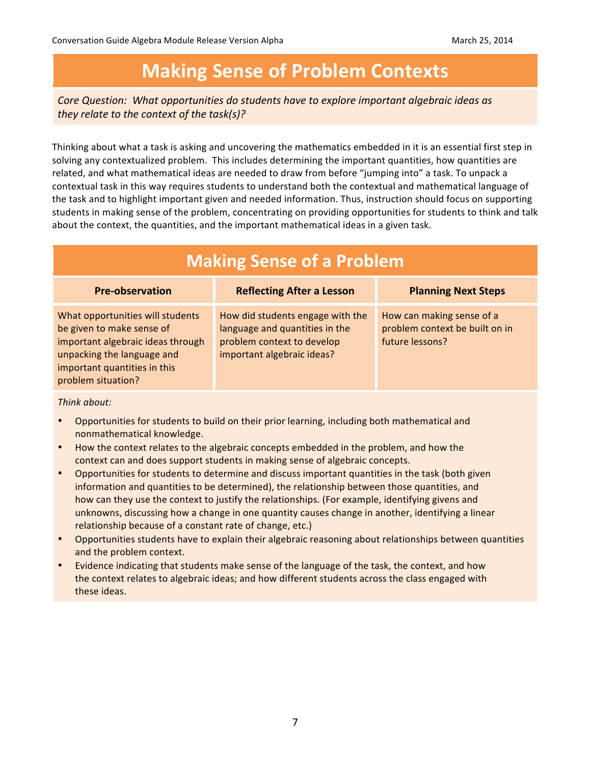# Making Sense of Problem Contexts

*Core Question: What opportunities do students have to explore important algebraic ideas as they relate to the context of the task(s)?*

Thinking about what a task is asking and uncovering the mathematics embedded in it is an essential first step in solving any contextualized problem. This includes determining the important quantities, how quantities are related, and what mathematical ideas are needed to draw from before "jumping into" a task. To unpack a contextual task in this way requires students to understand both the contextual and mathematical language of the task and to highlight important given and needed information. Thus, instruction should focus on supporting students in making sense of the problem, concentrating on providing opportunities for students to think and talk about the context, the quantities, and the important mathematical ideas in a given task.

## Making Sense of a Problem

| Pre-observation | Reflecting After a Lesson | Planning Next Steps |
|---|---|---|
| What opportunities will students be given to make sense of important algebraic ideas through unpacking the language and important quantities in this problem situation? | How did students engage with the language and quantities in the problem context to develop important algebraic ideas? | How can making sense of a problem context be built on in future lessons? |

*Think about:*

- Opportunities for students to build on their prior learning, including both mathematical and nonmathematical knowledge.
- How the context relates to the algebraic concepts embedded in the problem, and how the context can and does support students in making sense of algebraic concepts.
- Opportunities for students to determine and discuss important quantities in the task (both given information and quantities to be determined), the relationship between those quantities, and how can they use the context to justify the relationships. (For example, identifying givens and unknowns, discussing how a change in one quantity causes change in another, identifying a linear relationship because of a constant rate of change, etc.)
- Opportunities students have to explain their algebraic reasoning about relationships between quantities and the problem context.
- Evidence indicating that students make sense of the language of the task, the context, and how the context relates to algebraic ideas; and how different students across the class engaged with these ideas.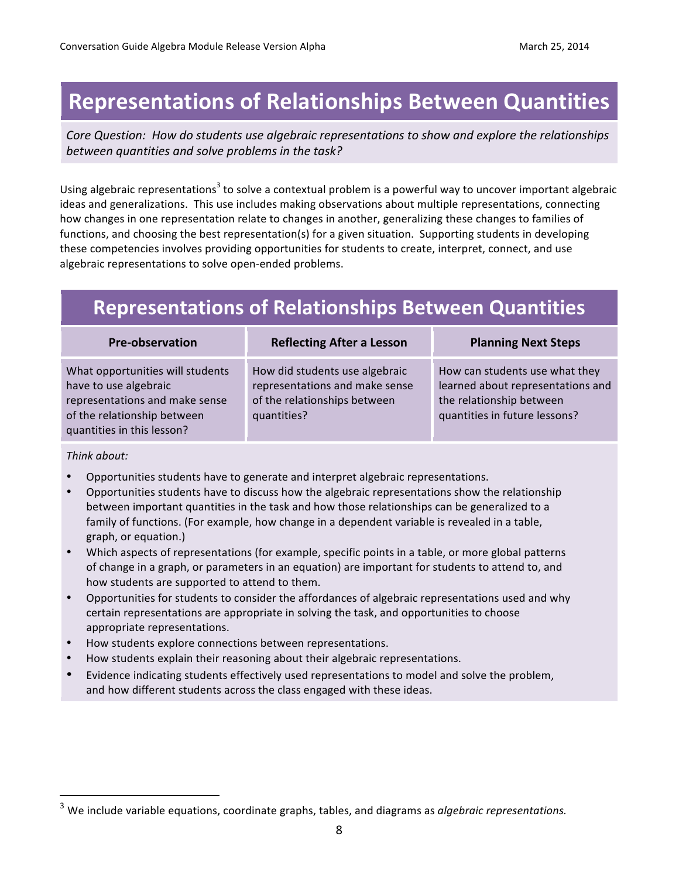# Representations of Relationships Between Quantities

*Core Question: How do students use algebraic representations to show and explore the relationships between quantities and solve problems in the task?*

Using algebraic representations[3] to solve a contextual problem is a powerful way to uncover important algebraic ideas and generalizations. This use includes making observations about multiple representations, connecting how changes in one representation relate to changes in another, generalizing these changes to families of functions, and choosing the best representation(s) for a given situation. Supporting students in developing these competencies involves providing opportunities for students to create, interpret, connect, and use algebraic representations to solve open-ended problems.

## Representations of Relationships Between Quantities

| Pre-observation | Reflecting After a Lesson | Planning Next Steps |
| --- | --- | --- |
| What opportunities will students have to use algebraic representations and make sense of the relationship between quantities in this lesson? | How did students use algebraic representations and make sense of the relationships between quantities? | How can students use what they learned about representations and the relationship between quantities in future lessons? |

*Think about:*

- Opportunities students have to generate and interpret algebraic representations.
- Opportunities students have to discuss how the algebraic representations show the relationship between important quantities in the task and how those relationships can be generalized to a family of functions. (For example, how change in a dependent variable is revealed in a table, graph, or equation.)
- Which aspects of representations (for example, specific points in a table, or more global patterns of change in a graph, or parameters in an equation) are important for students to attend to, and how students are supported to attend to them.
- Opportunities for students to consider the affordances of algebraic representations used and why certain representations are appropriate in solving the task, and opportunities to choose appropriate representations.
- How students explore connections between representations.
- How students explain their reasoning about their algebraic representations.
- Evidence indicating students effectively used representations to model and solve the problem, and how different students across the class engaged with these ideas.

---

[3] We include variable equations, coordinate graphs, tables, and diagrams as *algebraic representations.*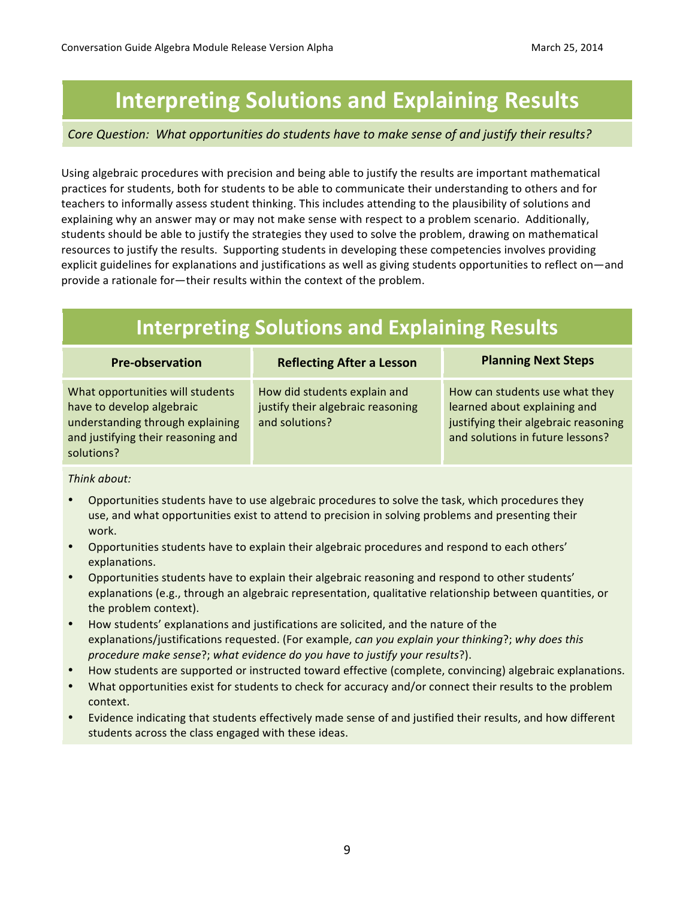# Interpreting Solutions and Explaining Results

*Core Question: What opportunities do students have to make sense of and justify their results?*

Using algebraic procedures with precision and being able to justify the results are important mathematical practices for students, both for students to be able to communicate their understanding to others and for teachers to informally assess student thinking. This includes attending to the plausibility of solutions and explaining why an answer may or may not make sense with respect to a problem scenario. Additionally, students should be able to justify the strategies they used to solve the problem, drawing on mathematical resources to justify the results. Supporting students in developing these competencies involves providing explicit guidelines for explanations and justifications as well as giving students opportunities to reflect on—and provide a rationale for—their results within the context of the problem.

## Interpreting Solutions and Explaining Results

| Pre-observation | Reflecting After a Lesson | Planning Next Steps |
|---|---|---|
| What opportunities will students have to develop algebraic understanding through explaining and justifying their reasoning and solutions? | How did students explain and justify their algebraic reasoning and solutions? | How can students use what they learned about explaining and justifying their algebraic reasoning and solutions in future lessons? |

*Think about:*

- Opportunities students have to use algebraic procedures to solve the task, which procedures they use, and what opportunities exist to attend to precision in solving problems and presenting their work.
- Opportunities students have to explain their algebraic procedures and respond to each others' explanations.
- Opportunities students have to explain their algebraic reasoning and respond to other students' explanations (e.g., through an algebraic representation, qualitative relationship between quantities, or the problem context).
- How students' explanations and justifications are solicited, and the nature of the explanations/justifications requested. (For example, *can you explain your thinking*?; *why does this procedure make sense*?; *what evidence do you have to justify your results*?).
- How students are supported or instructed toward effective (complete, convincing) algebraic explanations.
- What opportunities exist for students to check for accuracy and/or connect their results to the problem context.
- Evidence indicating that students effectively made sense of and justified their results, and how different students across the class engaged with these ideas.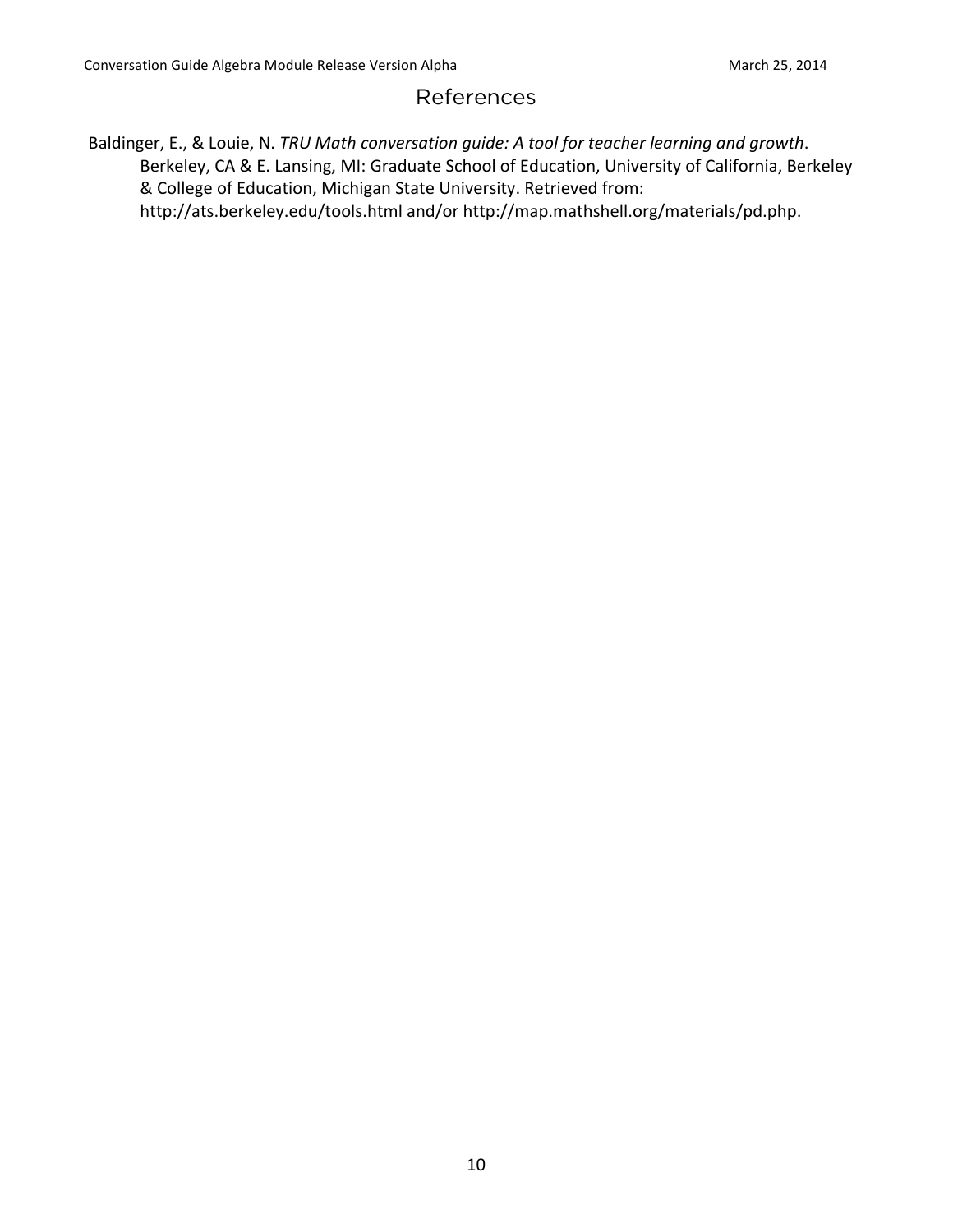# References

Baldinger, E., & Louie, N. *TRU Math conversation guide: A tool for teacher learning and growth*. Berkeley, CA & E. Lansing, MI: Graduate School of Education, University of California, Berkeley & College of Education, Michigan State University. Retrieved from: http://ats.berkeley.edu/tools.html and/or http://map.mathshell.org/materials/pd.php.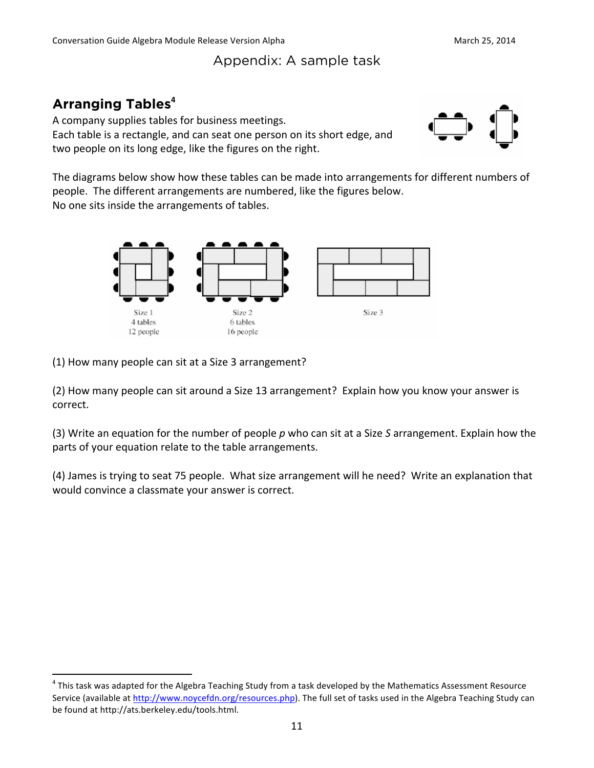## Appendix: A sample task

### Arranging Tables[4]

A company supplies tables for business meetings.
Each table is a rectangle, and can seat one person on its short edge, and two people on its long edge, like the figures on the right.

The diagrams below show how these tables can be made into arrangements for different numbers of people. The different arrangements are numbered, like the figures below.
No one sits inside the arrangements of tables.

Size 1
4 tables
12 people

Size 2
6 tables
16 people

Size 3

(1) How many people can sit at a Size 3 arrangement?

(2) How many people can sit around a Size 13 arrangement? Explain how you know your answer is correct.

(3) Write an equation for the number of people $p$ who can sit at a Size $S$ arrangement. Explain how the parts of your equation relate to the table arrangements.

(4) James is trying to seat 75 people. What size arrangement will he need? Write an explanation that would convince a classmate your answer is correct.

---

[4] This task was adapted for the Algebra Teaching Study from a task developed by the Mathematics Assessment Resource Service (available at http://www.noycefdn.org/resources.php). The full set of tasks used in the Algebra Teaching Study can be found at http://ats.berkeley.edu/tools.html.